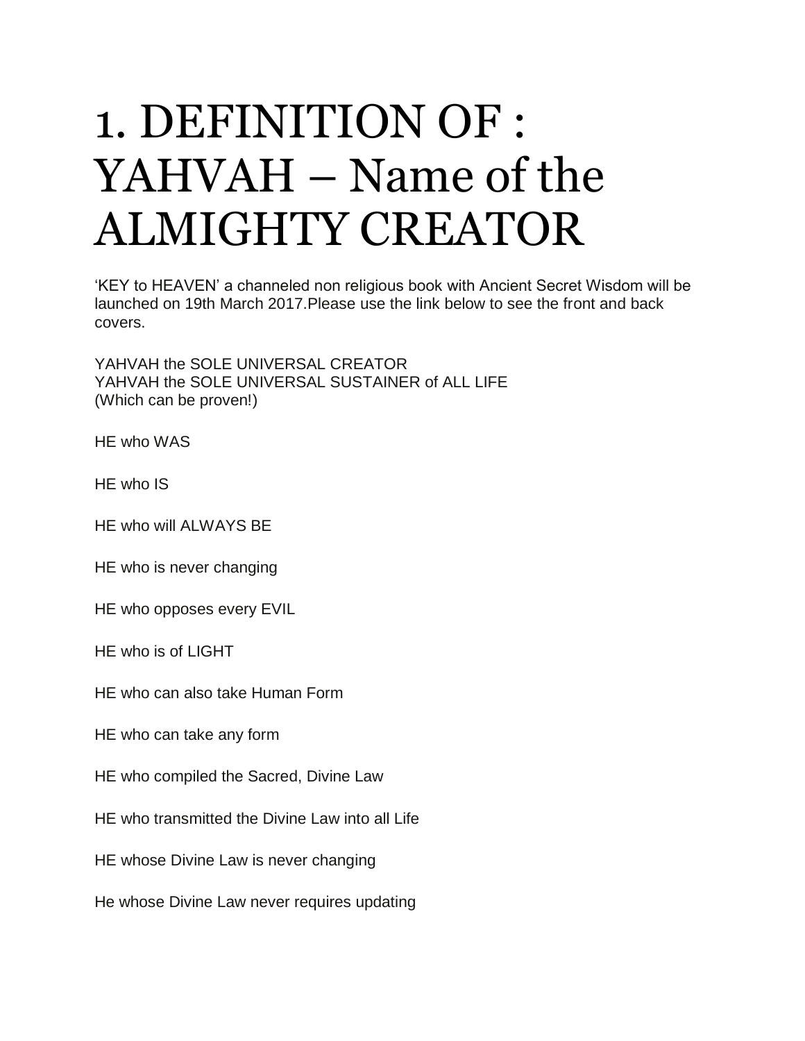# 1. DEFINITION OF : YAHVAH – Name of the ALMIGHTY CREATOR

'KEY to HEAVEN' a channeled non religious book with Ancient Secret Wisdom will be launched on 19th March 2017.Please use the link below to see the front and back covers.

YAHVAH the SOLE UNIVERSAL CREATOR
YAHVAH the SOLE UNIVERSAL SUSTAINER of ALL LIFE
(Which can be proven!)

HE who WAS

HE who IS

HE who will ALWAYS BE

HE who is never changing

HE who opposes every EVIL

HE who is of LIGHT

HE who can also take Human Form

HE who can take any form

HE who compiled the Sacred, Divine Law

HE who transmitted the Divine Law into all Life

HE whose Divine Law is never changing

He whose Divine Law never requires updating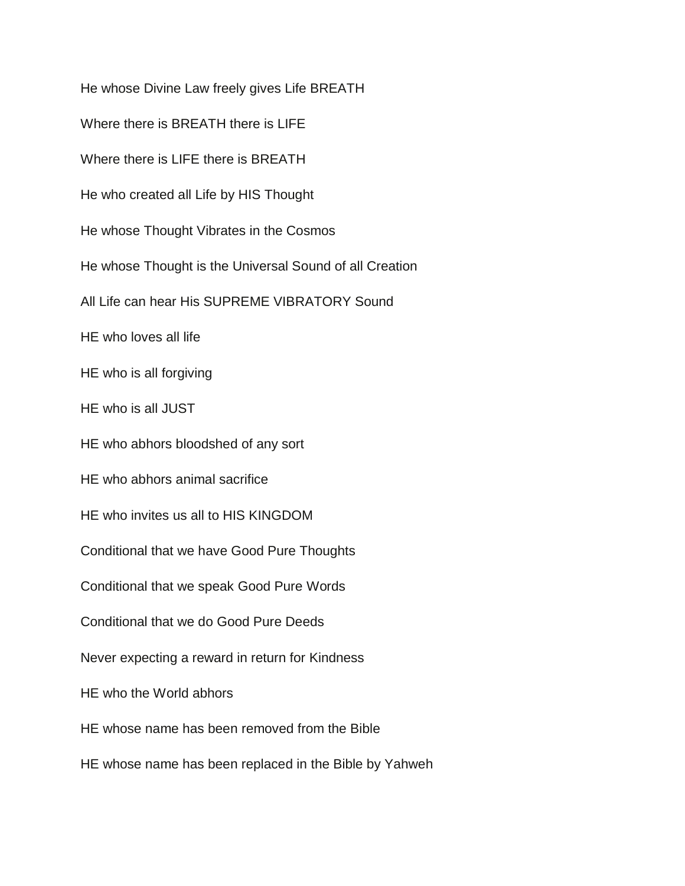He whose Divine Law freely gives Life BREATH

Where there is BREATH there is LIFE

Where there is LIFE there is BREATH

He who created all Life by HIS Thought

He whose Thought Vibrates in the Cosmos

He whose Thought is the Universal Sound of all Creation

All Life can hear His SUPREME VIBRATORY Sound

HE who loves all life

HE who is all forgiving

HE who is all JUST

HE who abhors bloodshed of any sort

HE who abhors animal sacrifice

HE who invites us all to HIS KINGDOM

Conditional that we have Good Pure Thoughts

Conditional that we speak Good Pure Words

Conditional that we do Good Pure Deeds

Never expecting a reward in return for Kindness

HE who the World abhors

HE whose name has been removed from the Bible

HE whose name has been replaced in the Bible by Yahweh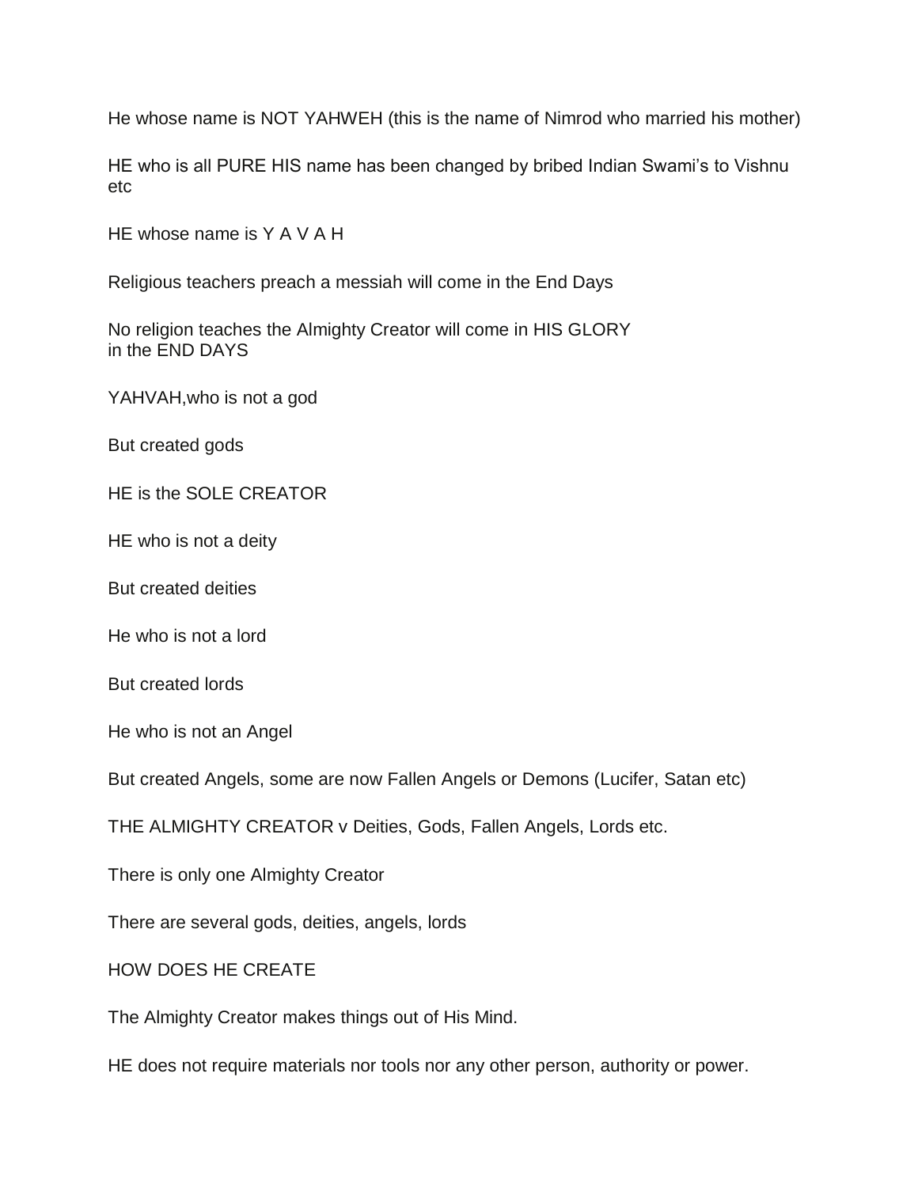He whose name is NOT YAHWEH (this is the name of Nimrod who married his mother)

HE who is all PURE HIS name has been changed by bribed Indian Swami's to Vishnu etc

HE whose name is Y A V A H

Religious teachers preach a messiah will come in the End Days

No religion teaches the Almighty Creator will come in HIS GLORY in the END DAYS

YAHVAH,who is not a god

But created gods

HE is the SOLE CREATOR

HE who is not a deity

But created deities

He who is not a lord

But created lords

He who is not an Angel

But created Angels, some are now Fallen Angels or Demons (Lucifer, Satan etc)

THE ALMIGHTY CREATOR v Deities, Gods, Fallen Angels, Lords etc.

There is only one Almighty Creator

There are several gods, deities, angels, lords

HOW DOES HE CREATE

The Almighty Creator makes things out of His Mind.

HE does not require materials nor tools nor any other person, authority or power.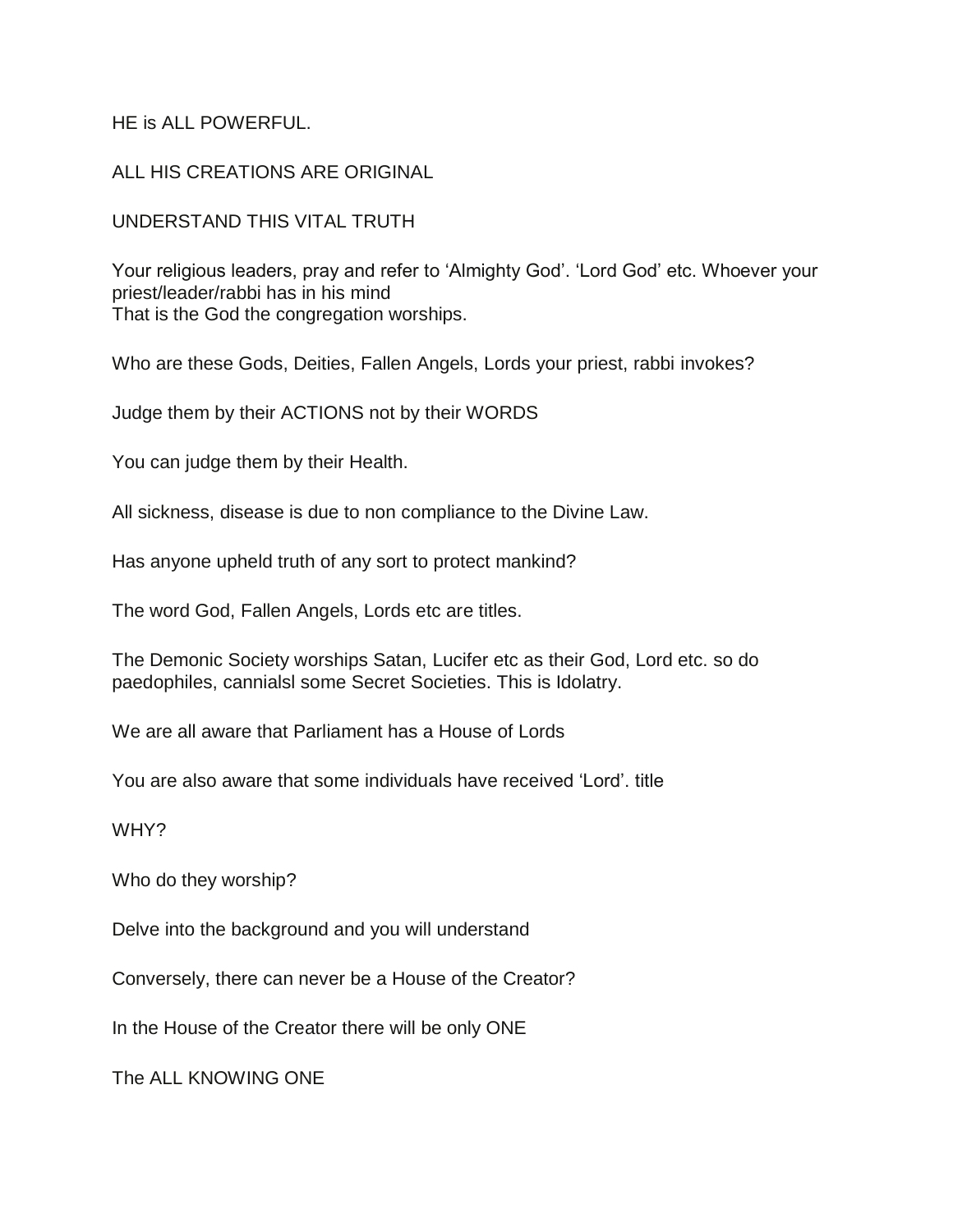HE is ALL POWERFUL.

ALL HIS CREATIONS ARE ORIGINAL

UNDERSTAND THIS VITAL TRUTH

Your religious leaders, pray and refer to 'Almighty God'. 'Lord God' etc. Whoever your priest/leader/rabbi has in his mind
That is the God the congregation worships.

Who are these Gods, Deities, Fallen Angels, Lords your priest, rabbi invokes?

Judge them by their ACTIONS not by their WORDS

You can judge them by their Health.

All sickness, disease is due to non compliance to the Divine Law.

Has anyone upheld truth of any sort to protect mankind?

The word God, Fallen Angels, Lords etc are titles.

The Demonic Society worships Satan, Lucifer etc as their God, Lord etc. so do paedophiles, cannialsl some Secret Societies. This is Idolatry.

We are all aware that Parliament has a House of Lords

You are also aware that some individuals have received 'Lord'. title

WHY?

Who do they worship?

Delve into the background and you will understand

Conversely, there can never be a House of the Creator?

In the House of the Creator there will be only ONE

The ALL KNOWING ONE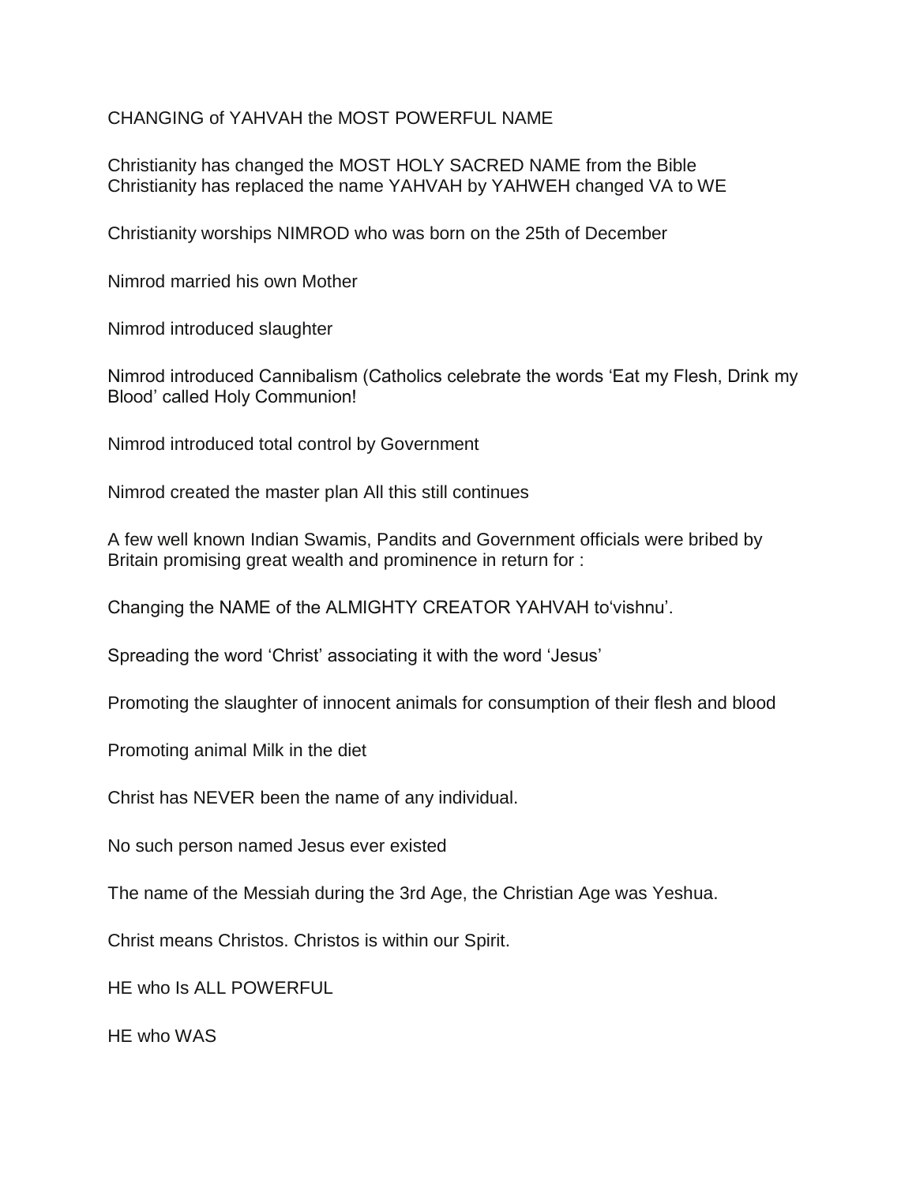CHANGING of YAHVAH the MOST POWERFUL NAME

Christianity has changed the MOST HOLY SACRED NAME from the Bible
Christianity has replaced the name YAHVAH by YAHWEH changed VA to WE

Christianity worships NIMROD who was born on the 25th of December

Nimrod married his own Mother

Nimrod introduced slaughter

Nimrod introduced Cannibalism (Catholics celebrate the words 'Eat my Flesh, Drink my Blood' called Holy Communion!

Nimrod introduced total control by Government

Nimrod created the master plan All this still continues

A few well known Indian Swamis, Pandits and Government officials were bribed by Britain promising great wealth and prominence in return for :

Changing the NAME of the ALMIGHTY CREATOR YAHVAH to'vishnu'.

Spreading the word 'Christ' associating it with the word 'Jesus'

Promoting the slaughter of innocent animals for consumption of their flesh and blood

Promoting animal Milk in the diet

Christ has NEVER been the name of any individual.

No such person named Jesus ever existed

The name of the Messiah during the 3rd Age, the Christian Age was Yeshua.

Christ means Christos. Christos is within our Spirit.

HE who Is ALL POWERFUL

HE who WAS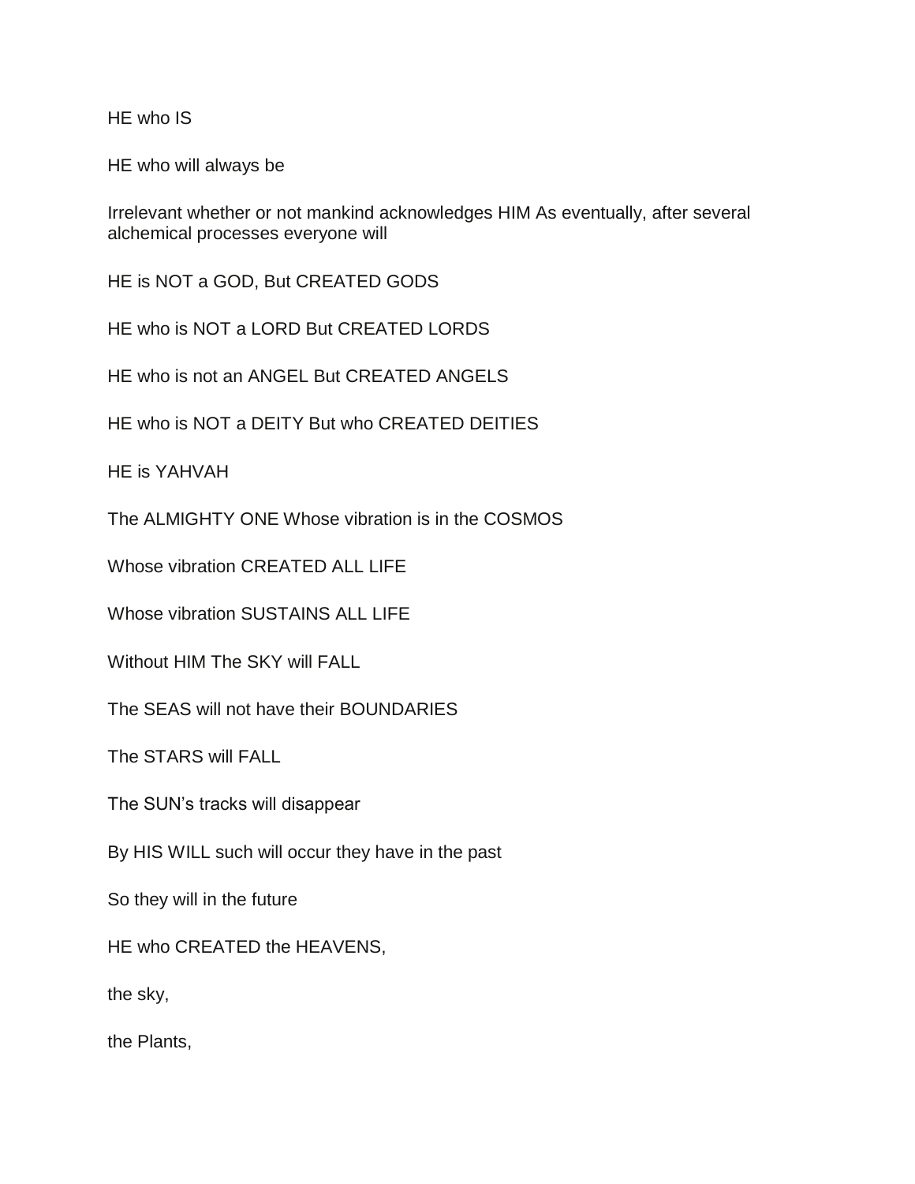HE who IS

HE who will always be

Irrelevant whether or not mankind acknowledges HIM As eventually, after several alchemical processes everyone will

HE is NOT a GOD, But CREATED GODS

HE who is NOT a LORD But CREATED LORDS

HE who is not an ANGEL But CREATED ANGELS

HE who is NOT a DEITY But who CREATED DEITIES

HE is YAHVAH

The ALMIGHTY ONE Whose vibration is in the COSMOS

Whose vibration CREATED ALL LIFE

Whose vibration SUSTAINS ALL LIFE

Without HIM The SKY will FALL

The SEAS will not have their BOUNDARIES

The STARS will FALL

The SUN's tracks will disappear

By HIS WILL such will occur they have in the past

So they will in the future

HE who CREATED the HEAVENS,

the sky,

the Plants,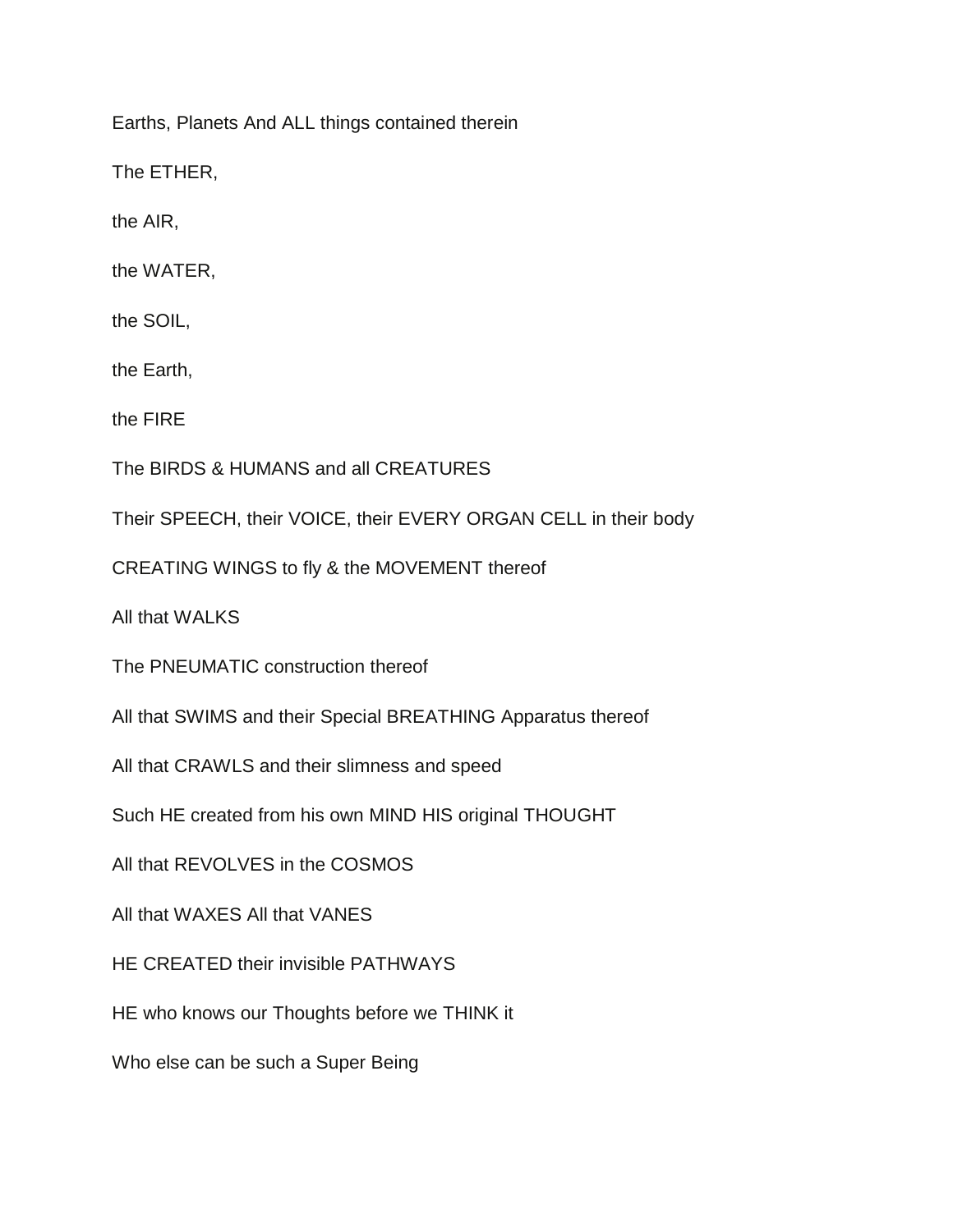Earths, Planets And ALL things contained therein

The ETHER,

the AIR,

the WATER,

the SOIL,

the Earth,

the FIRE

The BIRDS & HUMANS and all CREATURES

Their SPEECH, their VOICE, their EVERY ORGAN CELL in their body

CREATING WINGS to fly & the MOVEMENT thereof

All that WALKS

The PNEUMATIC construction thereof

All that SWIMS and their Special BREATHING Apparatus thereof

All that CRAWLS and their slimness and speed

Such HE created from his own MIND HIS original THOUGHT

All that REVOLVES in the COSMOS

All that WAXES All that VANES

HE CREATED their invisible PATHWAYS

HE who knows our Thoughts before we THINK it

Who else can be such a Super Being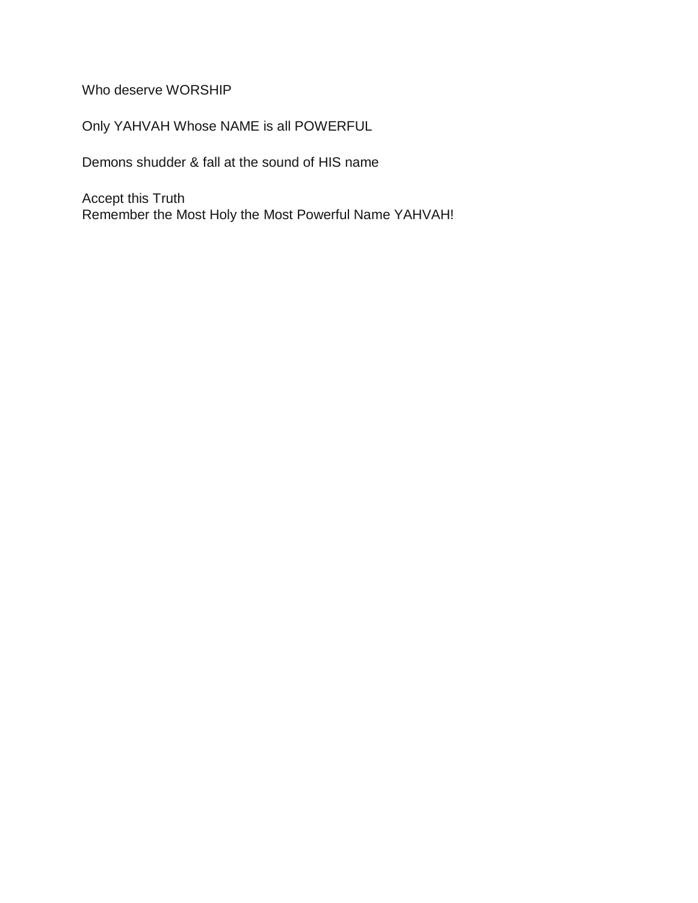Who deserve WORSHIP

Only YAHVAH Whose NAME is all POWERFUL

Demons shudder & fall at the sound of HIS name

Accept this Truth
Remember the Most Holy the Most Powerful Name YAHVAH!